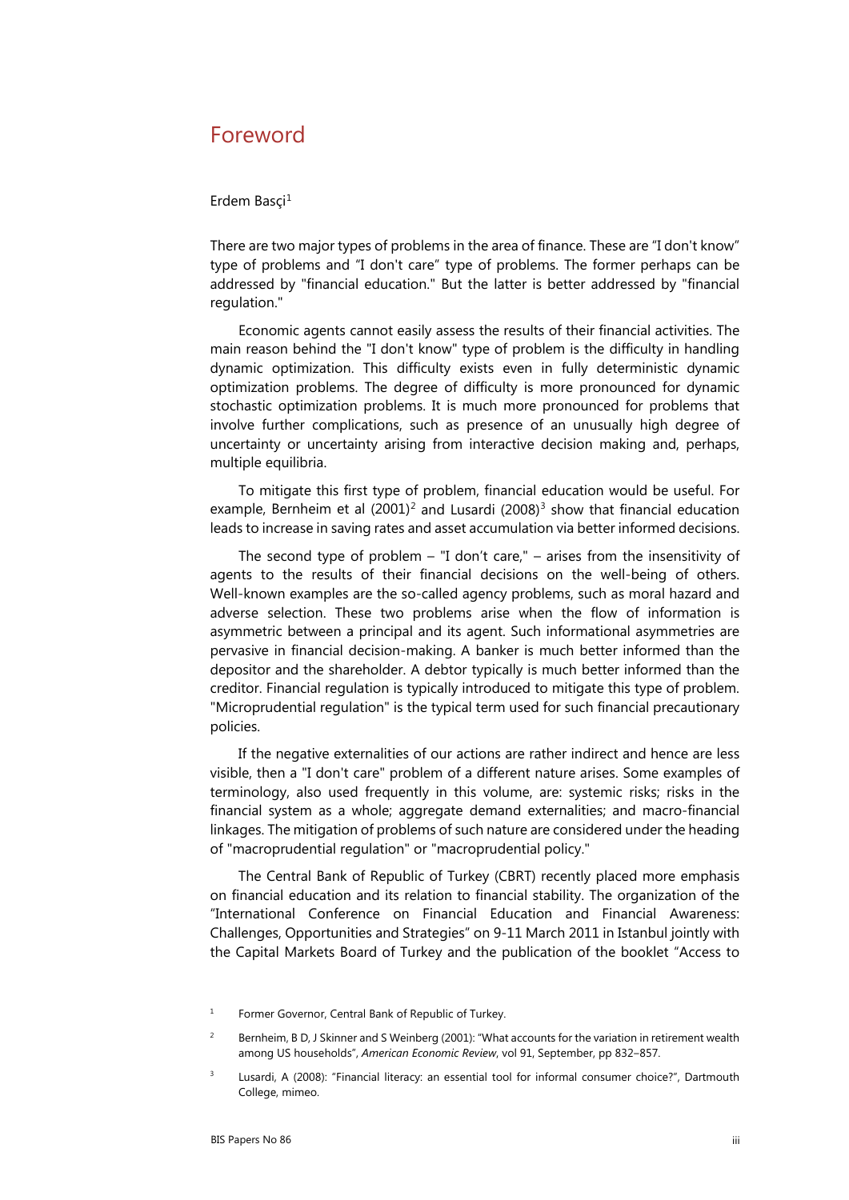# Foreword

Erdem Basçi[1]

There are two major types of problems in the area of finance. These are "I don't know" type of problems and "I don't care" type of problems. The former perhaps can be addressed by "financial education." But the latter is better addressed by "financial regulation."

Economic agents cannot easily assess the results of their financial activities. The main reason behind the "I don't know" type of problem is the difficulty in handling dynamic optimization. This difficulty exists even in fully deterministic dynamic optimization problems. The degree of difficulty is more pronounced for dynamic stochastic optimization problems. It is much more pronounced for problems that involve further complications, such as presence of an unusually high degree of uncertainty or uncertainty arising from interactive decision making and, perhaps, multiple equilibria.

To mitigate this first type of problem, financial education would be useful. For example, Bernheim et al (2001)[2] and Lusardi (2008)[3] show that financial education leads to increase in saving rates and asset accumulation via better informed decisions.

The second type of problem – "I don't care," – arises from the insensitivity of agents to the results of their financial decisions on the well-being of others. Well-known examples are the so-called agency problems, such as moral hazard and adverse selection. These two problems arise when the flow of information is asymmetric between a principal and its agent. Such informational asymmetries are pervasive in financial decision-making. A banker is much better informed than the depositor and the shareholder. A debtor typically is much better informed than the creditor. Financial regulation is typically introduced to mitigate this type of problem. "Microprudential regulation" is the typical term used for such financial precautionary policies.

If the negative externalities of our actions are rather indirect and hence are less visible, then a "I don't care" problem of a different nature arises. Some examples of terminology, also used frequently in this volume, are: systemic risks; risks in the financial system as a whole; aggregate demand externalities; and macro-financial linkages. The mitigation of problems of such nature are considered under the heading of "macroprudential regulation" or "macroprudential policy."

The Central Bank of Republic of Turkey (CBRT) recently placed more emphasis on financial education and its relation to financial stability. The organization of the "International Conference on Financial Education and Financial Awareness: Challenges, Opportunities and Strategies" on 9-11 March 2011 in Istanbul jointly with the Capital Markets Board of Turkey and the publication of the booklet "Access to

[1] Former Governor, Central Bank of Republic of Turkey.

[2] Bernheim, B D, J Skinner and S Weinberg (2001): "What accounts for the variation in retirement wealth among US households", *American Economic Review*, vol 91, September, pp 832–857.

[3] Lusardi, A (2008): "Financial literacy: an essential tool for informal consumer choice?", Dartmouth College, mimeo.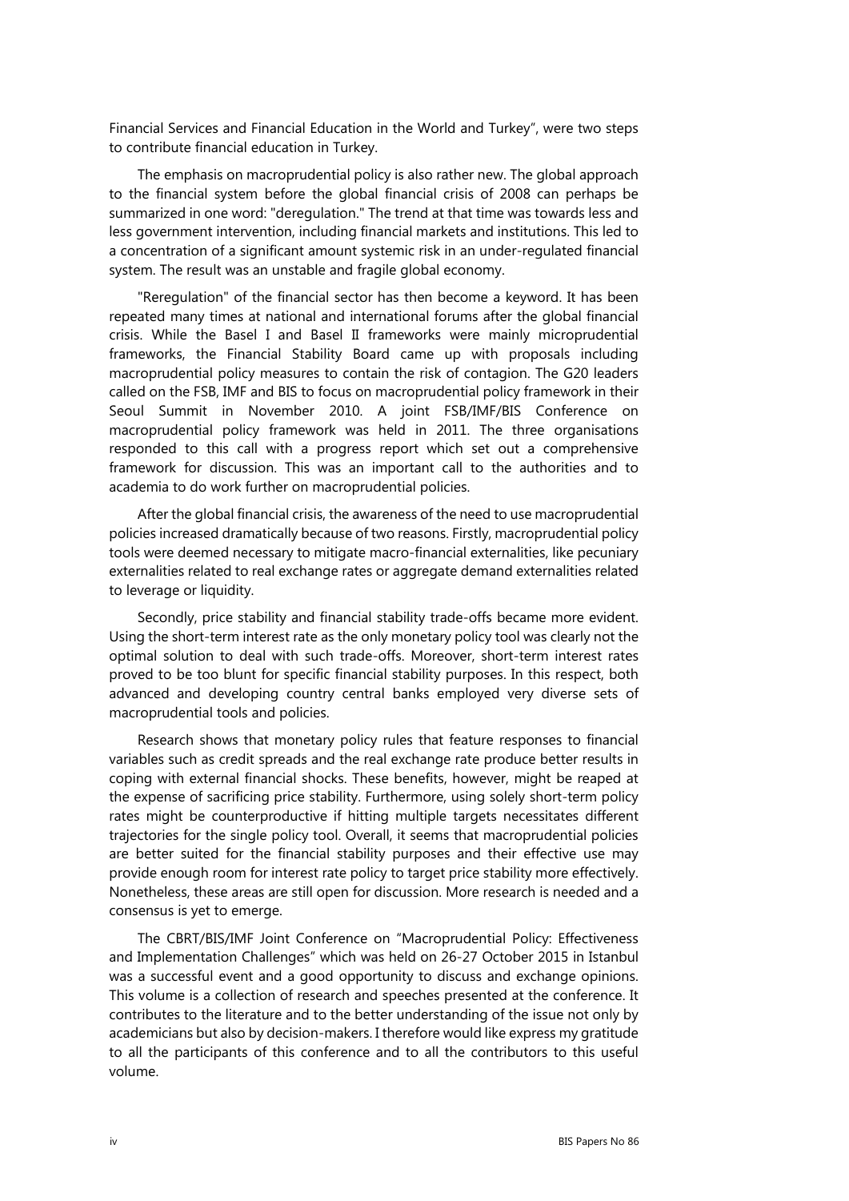Financial Services and Financial Education in the World and Turkey", were two steps to contribute financial education in Turkey.

The emphasis on macroprudential policy is also rather new. The global approach to the financial system before the global financial crisis of 2008 can perhaps be summarized in one word: "deregulation." The trend at that time was towards less and less government intervention, including financial markets and institutions. This led to a concentration of a significant amount systemic risk in an under-regulated financial system. The result was an unstable and fragile global economy.

"Reregulation" of the financial sector has then become a keyword. It has been repeated many times at national and international forums after the global financial crisis. While the Basel I and Basel II frameworks were mainly microprudential frameworks, the Financial Stability Board came up with proposals including macroprudential policy measures to contain the risk of contagion. The G20 leaders called on the FSB, IMF and BIS to focus on macroprudential policy framework in their Seoul Summit in November 2010. A joint FSB/IMF/BIS Conference on macroprudential policy framework was held in 2011. The three organisations responded to this call with a progress report which set out a comprehensive framework for discussion. This was an important call to the authorities and to academia to do work further on macroprudential policies.

After the global financial crisis, the awareness of the need to use macroprudential policies increased dramatically because of two reasons. Firstly, macroprudential policy tools were deemed necessary to mitigate macro-financial externalities, like pecuniary externalities related to real exchange rates or aggregate demand externalities related to leverage or liquidity.

Secondly, price stability and financial stability trade-offs became more evident. Using the short-term interest rate as the only monetary policy tool was clearly not the optimal solution to deal with such trade-offs. Moreover, short-term interest rates proved to be too blunt for specific financial stability purposes. In this respect, both advanced and developing country central banks employed very diverse sets of macroprudential tools and policies.

Research shows that monetary policy rules that feature responses to financial variables such as credit spreads and the real exchange rate produce better results in coping with external financial shocks. These benefits, however, might be reaped at the expense of sacrificing price stability. Furthermore, using solely short-term policy rates might be counterproductive if hitting multiple targets necessitates different trajectories for the single policy tool. Overall, it seems that macroprudential policies are better suited for the financial stability purposes and their effective use may provide enough room for interest rate policy to target price stability more effectively. Nonetheless, these areas are still open for discussion. More research is needed and a consensus is yet to emerge.

The CBRT/BIS/IMF Joint Conference on "Macroprudential Policy: Effectiveness and Implementation Challenges" which was held on 26-27 October 2015 in Istanbul was a successful event and a good opportunity to discuss and exchange opinions. This volume is a collection of research and speeches presented at the conference. It contributes to the literature and to the better understanding of the issue not only by academicians but also by decision-makers. I therefore would like express my gratitude to all the participants of this conference and to all the contributors to this useful volume.